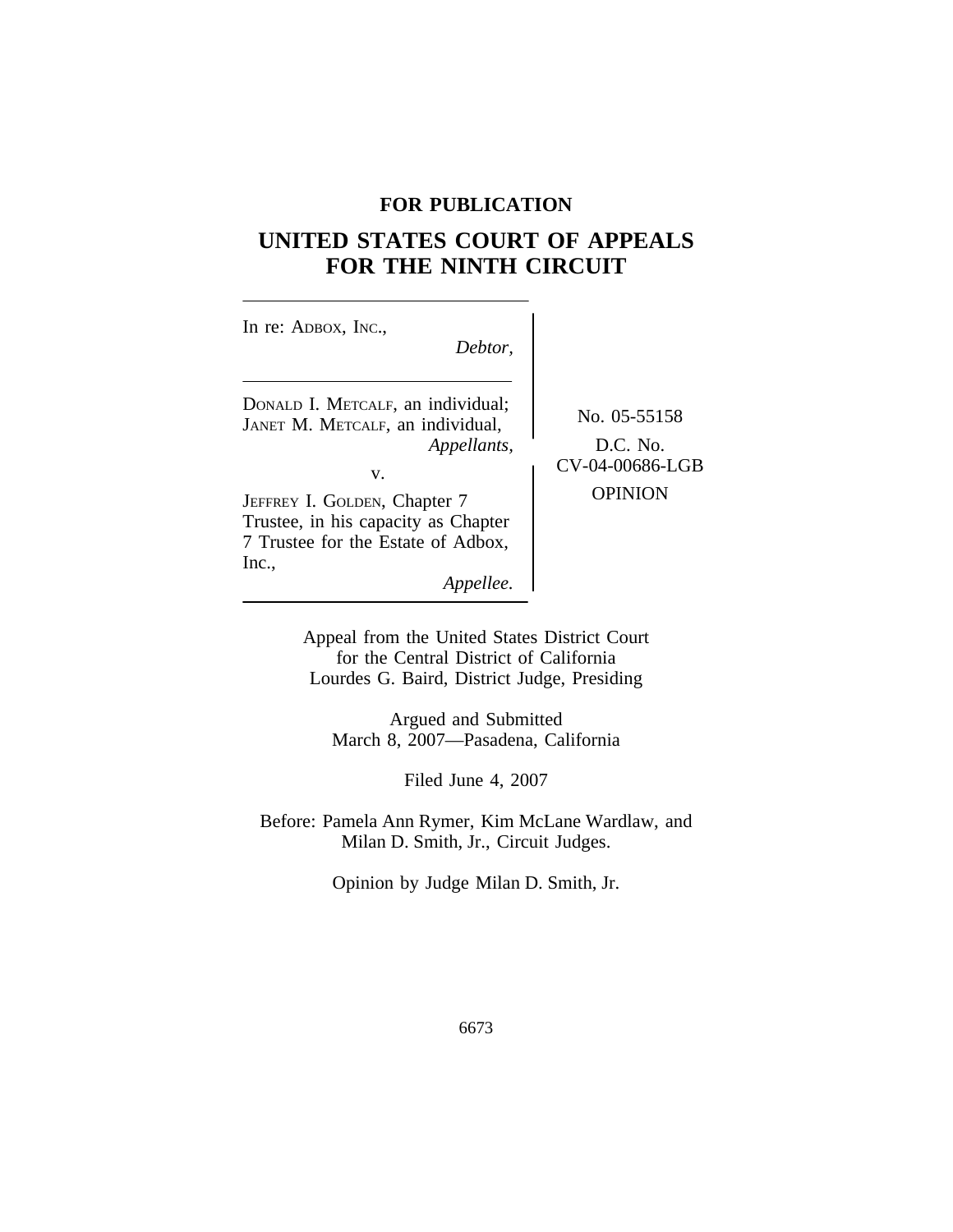**FOR PUBLICATION**

# UNITED STATES COURT OF APPEALS FOR THE NINTH CIRCUIT

In re: ADBOX, INC.,
*Debtor,*

DONALD I. METCALF, an individual; JANET M. METCALF, an individual,
*Appellants,*

v.

JEFFREY I. GOLDEN, Chapter 7 Trustee, in his capacity as Chapter 7 Trustee for the Estate of Adbox, Inc.,
*Appellee.*

No. 05-55158

D.C. No. CV-04-00686-LGB

OPINION

Appeal from the United States District Court for the Central District of California
Lourdes G. Baird, District Judge, Presiding

Argued and Submitted
March 8, 2007—Pasadena, California

Filed June 4, 2007

Before: Pamela Ann Rymer, Kim McLane Wardlaw, and Milan D. Smith, Jr., Circuit Judges.

Opinion by Judge Milan D. Smith, Jr.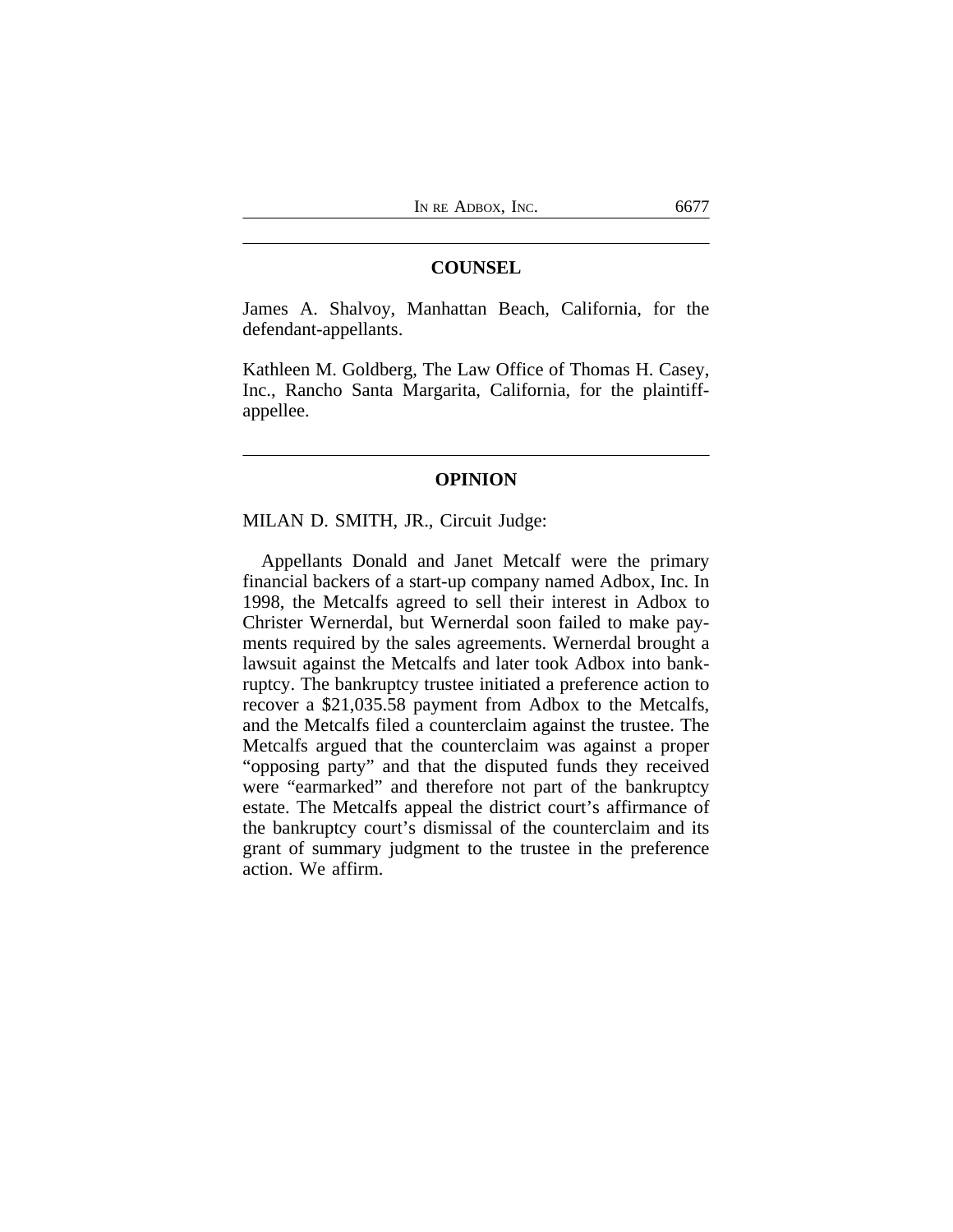## COUNSEL

James A. Shalvoy, Manhattan Beach, California, for the defendant-appellants.

Kathleen M. Goldberg, The Law Office of Thomas H. Casey, Inc., Rancho Santa Margarita, California, for the plaintiff-appellee.

## OPINION

MILAN D. SMITH, JR., Circuit Judge:

Appellants Donald and Janet Metcalf were the primary financial backers of a start-up company named Adbox, Inc. In 1998, the Metcalfs agreed to sell their interest in Adbox to Christer Wernerdal, but Wernerdal soon failed to make payments required by the sales agreements. Wernerdal brought a lawsuit against the Metcalfs and later took Adbox into bankruptcy. The bankruptcy trustee initiated a preference action to recover a $21,035.58 payment from Adbox to the Metcalfs, and the Metcalfs filed a counterclaim against the trustee. The Metcalfs argued that the counterclaim was against a proper "opposing party" and that the disputed funds they received were "earmarked" and therefore not part of the bankruptcy estate. The Metcalfs appeal the district court's affirmance of the bankruptcy court's dismissal of the counterclaim and its grant of summary judgment to the trustee in the preference action. We affirm.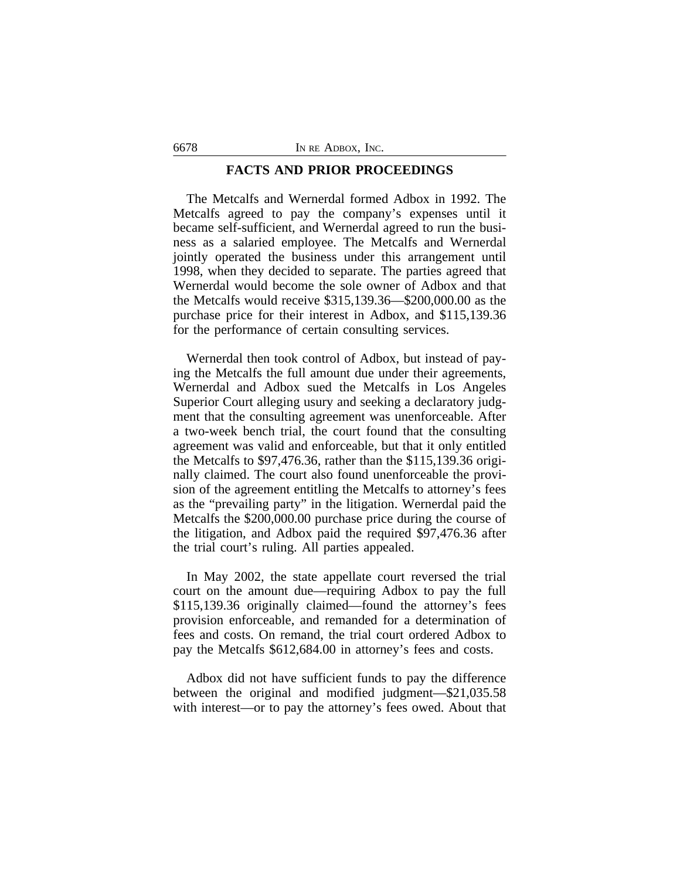## FACTS AND PRIOR PROCEEDINGS

The Metcalfs and Wernerdal formed Adbox in 1992. The Metcalfs agreed to pay the company's expenses until it became self-sufficient, and Wernerdal agreed to run the business as a salaried employee. The Metcalfs and Wernerdal jointly operated the business under this arrangement until 1998, when they decided to separate. The parties agreed that Wernerdal would become the sole owner of Adbox and that the Metcalfs would receive $315,139.36—$200,000.00 as the purchase price for their interest in Adbox, and $115,139.36 for the performance of certain consulting services.

Wernerdal then took control of Adbox, but instead of paying the Metcalfs the full amount due under their agreements, Wernerdal and Adbox sued the Metcalfs in Los Angeles Superior Court alleging usury and seeking a declaratory judgment that the consulting agreement was unenforceable. After a two-week bench trial, the court found that the consulting agreement was valid and enforceable, but that it only entitled the Metcalfs to $97,476.36, rather than the $115,139.36 originally claimed. The court also found unenforceable the provision of the agreement entitling the Metcalfs to attorney's fees as the "prevailing party" in the litigation. Wernerdal paid the Metcalfs the $200,000.00 purchase price during the course of the litigation, and Adbox paid the required $97,476.36 after the trial court's ruling. All parties appealed.

In May 2002, the state appellate court reversed the trial court on the amount due—requiring Adbox to pay the full $115,139.36 originally claimed—found the attorney's fees provision enforceable, and remanded for a determination of fees and costs. On remand, the trial court ordered Adbox to pay the Metcalfs $612,684.00 in attorney's fees and costs.

Adbox did not have sufficient funds to pay the difference between the original and modified judgment—$21,035.58 with interest—or to pay the attorney's fees owed. About that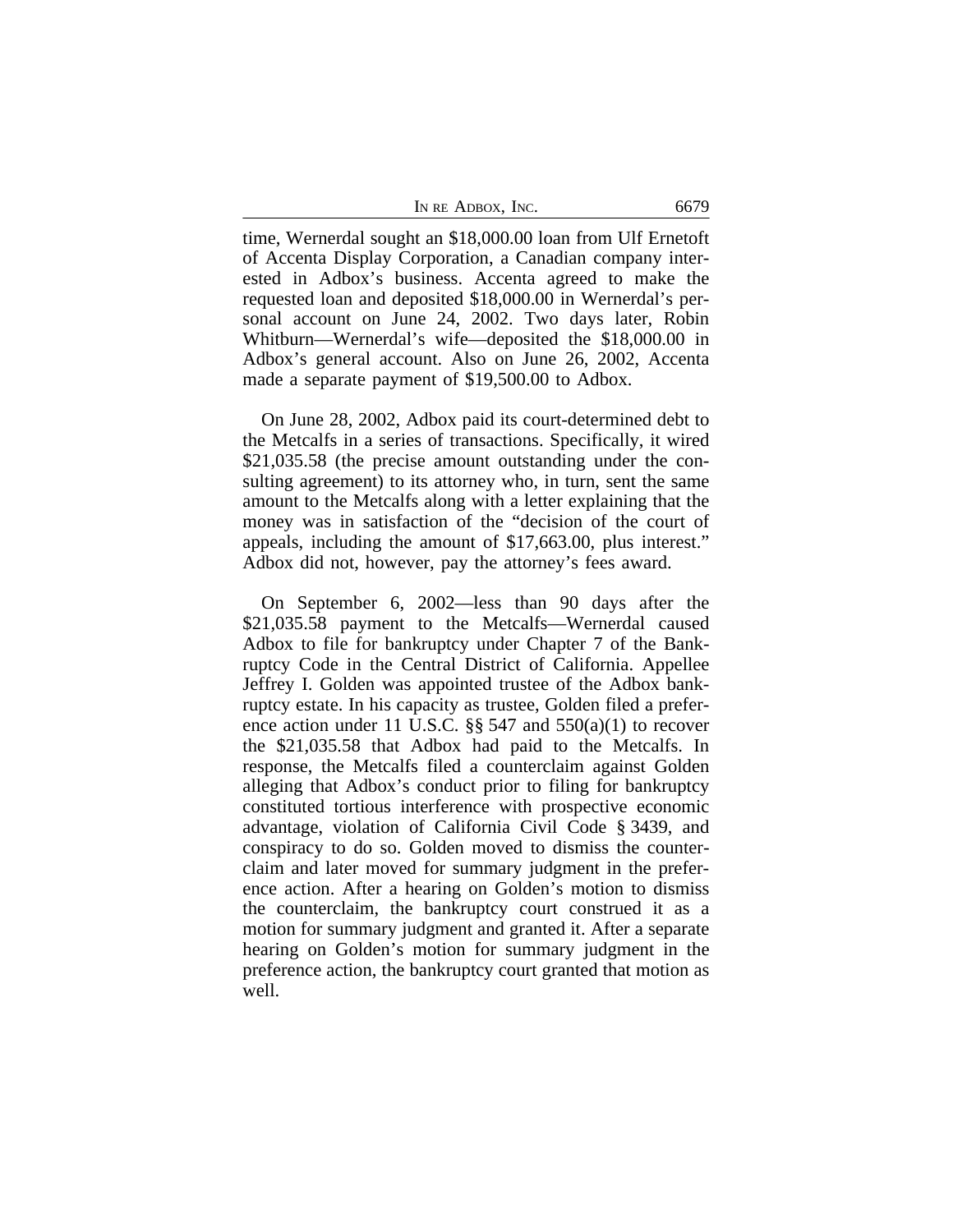time, Wernerdal sought an $18,000.00 loan from Ulf Ernetoft of Accenta Display Corporation, a Canadian company interested in Adbox's business. Accenta agreed to make the requested loan and deposited $18,000.00 in Wernerdal's personal account on June 24, 2002. Two days later, Robin Whitburn—Wernerdal's wife—deposited the $18,000.00 in Adbox's general account. Also on June 26, 2002, Accenta made a separate payment of $19,500.00 to Adbox.

On June 28, 2002, Adbox paid its court-determined debt to the Metcalfs in a series of transactions. Specifically, it wired $21,035.58 (the precise amount outstanding under the consulting agreement) to its attorney who, in turn, sent the same amount to the Metcalfs along with a letter explaining that the money was in satisfaction of the "decision of the court of appeals, including the amount of $17,663.00, plus interest." Adbox did not, however, pay the attorney's fees award.

On September 6, 2002—less than 90 days after the $21,035.58 payment to the Metcalfs—Wernerdal caused Adbox to file for bankruptcy under Chapter 7 of the Bankruptcy Code in the Central District of California. Appellee Jeffrey I. Golden was appointed trustee of the Adbox bankruptcy estate. In his capacity as trustee, Golden filed a preference action under 11 U.S.C. §§ 547 and 550(a)(1) to recover the $21,035.58 that Adbox had paid to the Metcalfs. In response, the Metcalfs filed a counterclaim against Golden alleging that Adbox's conduct prior to filing for bankruptcy constituted tortious interference with prospective economic advantage, violation of California Civil Code § 3439, and conspiracy to do so. Golden moved to dismiss the counterclaim and later moved for summary judgment in the preference action. After a hearing on Golden's motion to dismiss the counterclaim, the bankruptcy court construed it as a motion for summary judgment and granted it. After a separate hearing on Golden's motion for summary judgment in the preference action, the bankruptcy court granted that motion as well.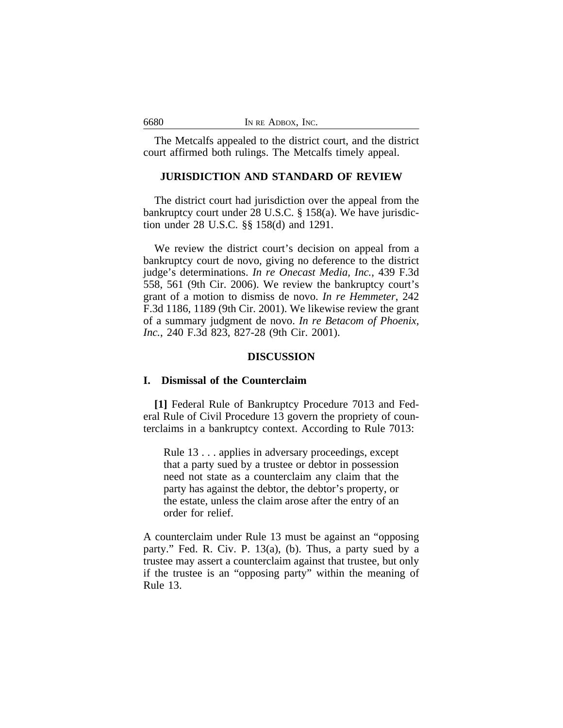The Metcalfs appealed to the district court, and the district court affirmed both rulings. The Metcalfs timely appeal.

## JURISDICTION AND STANDARD OF REVIEW

The district court had jurisdiction over the appeal from the bankruptcy court under 28 U.S.C. § 158(a). We have jurisdiction under 28 U.S.C. §§ 158(d) and 1291.

We review the district court's decision on appeal from a bankruptcy court de novo, giving no deference to the district judge's determinations. *In re Onecast Media, Inc.*, 439 F.3d 558, 561 (9th Cir. 2006). We review the bankruptcy court's grant of a motion to dismiss de novo. *In re Hemmeter*, 242 F.3d 1186, 1189 (9th Cir. 2001). We likewise review the grant of a summary judgment de novo. *In re Betacom of Phoenix, Inc.*, 240 F.3d 823, 827-28 (9th Cir. 2001).

## DISCUSSION

### I. Dismissal of the Counterclaim

**[1]** Federal Rule of Bankruptcy Procedure 7013 and Federal Rule of Civil Procedure 13 govern the propriety of counterclaims in a bankruptcy context. According to Rule 7013:

> Rule 13 . . . applies in adversary proceedings, except that a party sued by a trustee or debtor in possession need not state as a counterclaim any claim that the party has against the debtor, the debtor's property, or the estate, unless the claim arose after the entry of an order for relief.

A counterclaim under Rule 13 must be against an "opposing party." Fed. R. Civ. P. 13(a), (b). Thus, a party sued by a trustee may assert a counterclaim against that trustee, but only if the trustee is an "opposing party" within the meaning of Rule 13.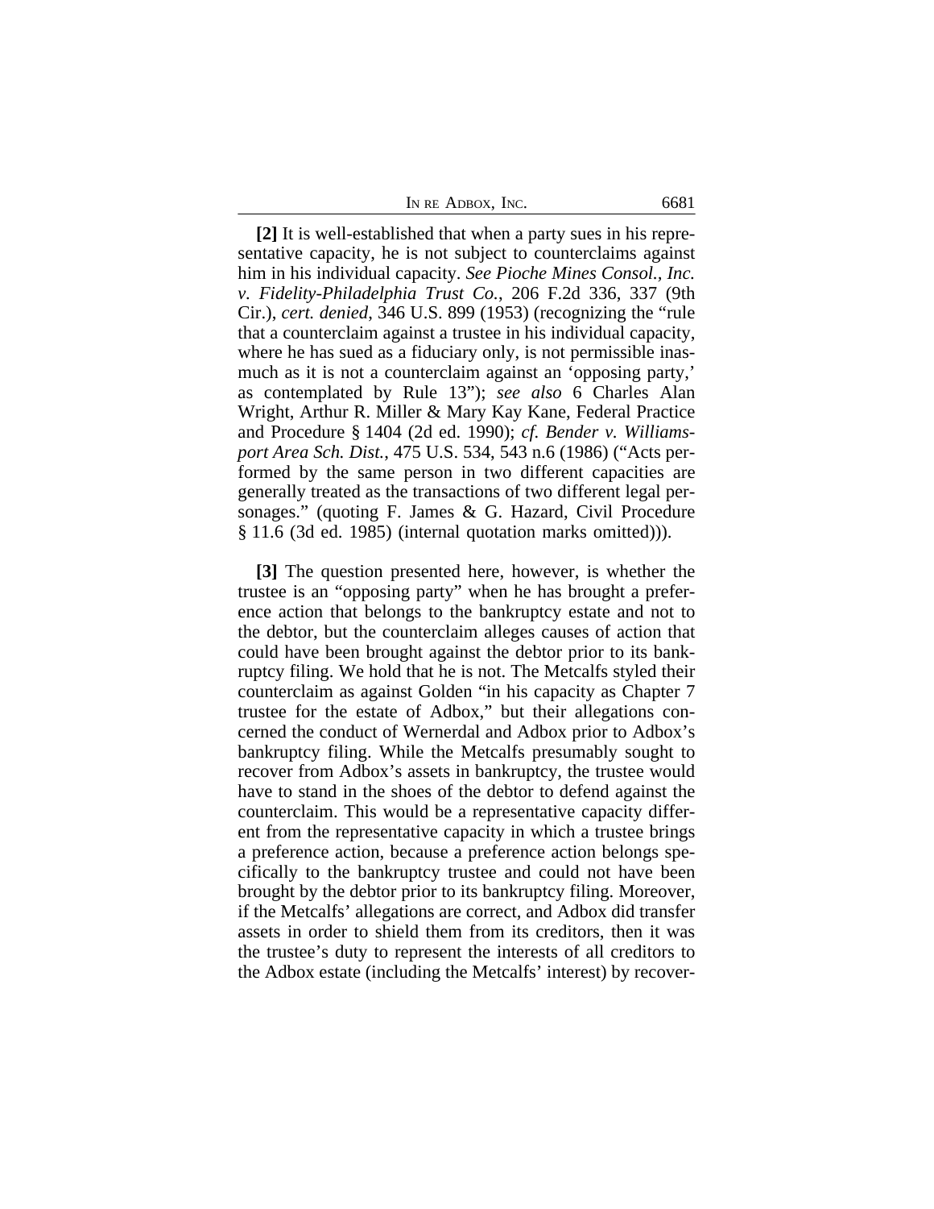**[2]** It is well-established that when a party sues in his representative capacity, he is not subject to counterclaims against him in his individual capacity. *See Pioche Mines Consol., Inc. v. Fidelity-Philadelphia Trust Co.*, 206 F.2d 336, 337 (9th Cir.), *cert. denied*, 346 U.S. 899 (1953) (recognizing the "rule that a counterclaim against a trustee in his individual capacity, where he has sued as a fiduciary only, is not permissible inasmuch as it is not a counterclaim against an 'opposing party,' as contemplated by Rule 13"); *see also* 6 Charles Alan Wright, Arthur R. Miller & Mary Kay Kane, Federal Practice and Procedure § 1404 (2d ed. 1990); *cf. Bender v. Williamsport Area Sch. Dist.*, 475 U.S. 534, 543 n.6 (1986) ("Acts performed by the same person in two different capacities are generally treated as the transactions of two different legal personages." (quoting F. James & G. Hazard, Civil Procedure § 11.6 (3d ed. 1985) (internal quotation marks omitted))).

**[3]** The question presented here, however, is whether the trustee is an "opposing party" when he has brought a preference action that belongs to the bankruptcy estate and not to the debtor, but the counterclaim alleges causes of action that could have been brought against the debtor prior to its bankruptcy filing. We hold that he is not. The Metcalfs styled their counterclaim as against Golden "in his capacity as Chapter 7 trustee for the estate of Adbox," but their allegations concerned the conduct of Wernerdal and Adbox prior to Adbox's bankruptcy filing. While the Metcalfs presumably sought to recover from Adbox's assets in bankruptcy, the trustee would have to stand in the shoes of the debtor to defend against the counterclaim. This would be a representative capacity different from the representative capacity in which a trustee brings a preference action, because a preference action belongs specifically to the bankruptcy trustee and could not have been brought by the debtor prior to its bankruptcy filing. Moreover, if the Metcalfs' allegations are correct, and Adbox did transfer assets in order to shield them from its creditors, then it was the trustee's duty to represent the interests of all creditors to the Adbox estate (including the Metcalfs' interest) by recover-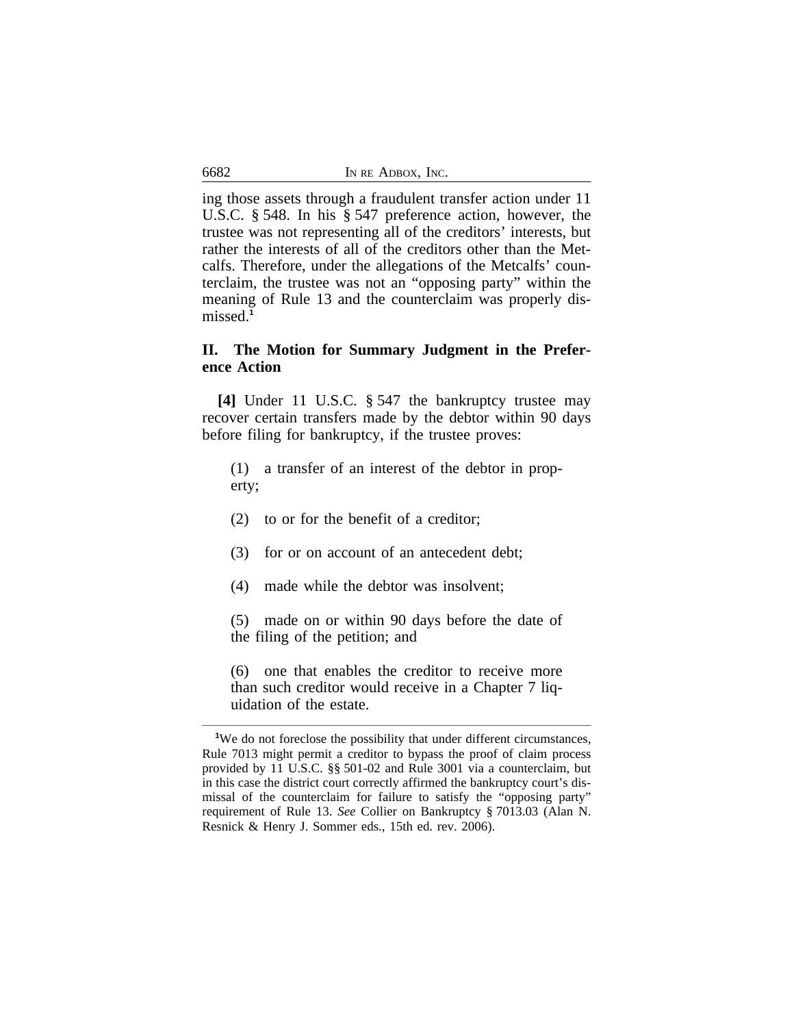ing those assets through a fraudulent transfer action under 11 U.S.C. § 548. In his § 547 preference action, however, the trustee was not representing all of the creditors' interests, but rather the interests of all of the creditors other than the Metcalfs. Therefore, under the allegations of the Metcalfs' counterclaim, the trustee was not an "opposing party" within the meaning of Rule 13 and the counterclaim was properly dismissed.[1]

## II. The Motion for Summary Judgment in the Preference Action

**[4]** Under 11 U.S.C. § 547 the bankruptcy trustee may recover certain transfers made by the debtor within 90 days before filing for bankruptcy, if the trustee proves:

> (1) a transfer of an interest of the debtor in property;
>
> (2) to or for the benefit of a creditor;
>
> (3) for or on account of an antecedent debt;
>
> (4) made while the debtor was insolvent;
>
> (5) made on or within 90 days before the date of the filing of the petition; and
>
> (6) one that enables the creditor to receive more than such creditor would receive in a Chapter 7 liquidation of the estate.

---

[1]We do not foreclose the possibility that under different circumstances, Rule 7013 might permit a creditor to bypass the proof of claim process provided by 11 U.S.C. §§ 501-02 and Rule 3001 via a counterclaim, but in this case the district court correctly affirmed the bankruptcy court's dismissal of the counterclaim for failure to satisfy the "opposing party" requirement of Rule 13. *See* Collier on Bankruptcy § 7013.03 (Alan N. Resnick & Henry J. Sommer eds., 15th ed. rev. 2006).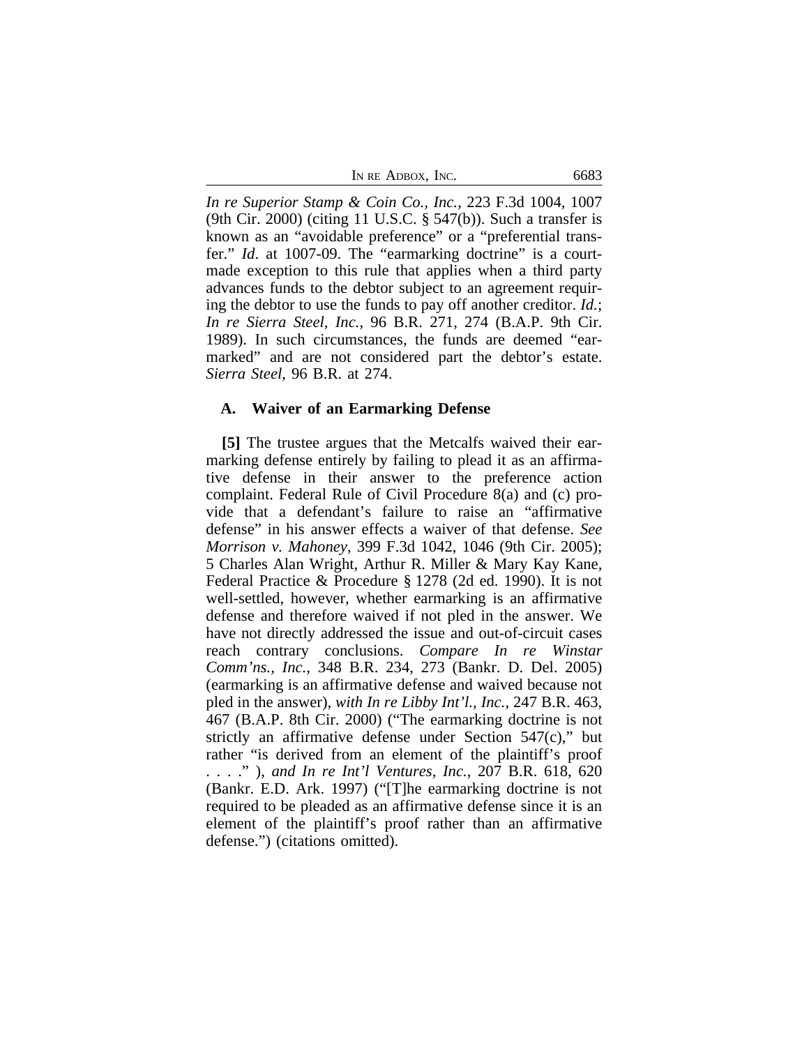*In re Superior Stamp & Coin Co., Inc.*, 223 F.3d 1004, 1007 (9th Cir. 2000) (citing 11 U.S.C. § 547(b)). Such a transfer is known as an "avoidable preference" or a "preferential transfer." *Id*. at 1007-09. The "earmarking doctrine" is a court-made exception to this rule that applies when a third party advances funds to the debtor subject to an agreement requiring the debtor to use the funds to pay off another creditor. *Id.*; *In re Sierra Steel, Inc.*, 96 B.R. 271, 274 (B.A.P. 9th Cir. 1989). In such circumstances, the funds are deemed "earmarked" and are not considered part the debtor's estate. *Sierra Steel*, 96 B.R. at 274.

### A. Waiver of an Earmarking Defense

**[5]** The trustee argues that the Metcalfs waived their earmarking defense entirely by failing to plead it as an affirmative defense in their answer to the preference action complaint. Federal Rule of Civil Procedure 8(a) and (c) provide that a defendant's failure to raise an "affirmative defense" in his answer effects a waiver of that defense. *See Morrison v. Mahoney*, 399 F.3d 1042, 1046 (9th Cir. 2005); 5 Charles Alan Wright, Arthur R. Miller & Mary Kay Kane, Federal Practice & Procedure § 1278 (2d ed. 1990). It is not well-settled, however, whether earmarking is an affirmative defense and therefore waived if not pled in the answer. We have not directly addressed the issue and out-of-circuit cases reach contrary conclusions. *Compare In re Winstar Comm'ns., Inc.*, 348 B.R. 234, 273 (Bankr. D. Del. 2005) (earmarking is an affirmative defense and waived because not pled in the answer), *with In re Libby Int'l., Inc.*, 247 B.R. 463, 467 (B.A.P. 8th Cir. 2000) ("The earmarking doctrine is not strictly an affirmative defense under Section 547(c)," but rather "is derived from an element of the plaintiff's proof . . . ." ), *and In re Int'l Ventures, Inc.*, 207 B.R. 618, 620 (Bankr. E.D. Ark. 1997) ("[T]he earmarking doctrine is not required to be pleaded as an affirmative defense since it is an element of the plaintiff's proof rather than an affirmative defense.") (citations omitted).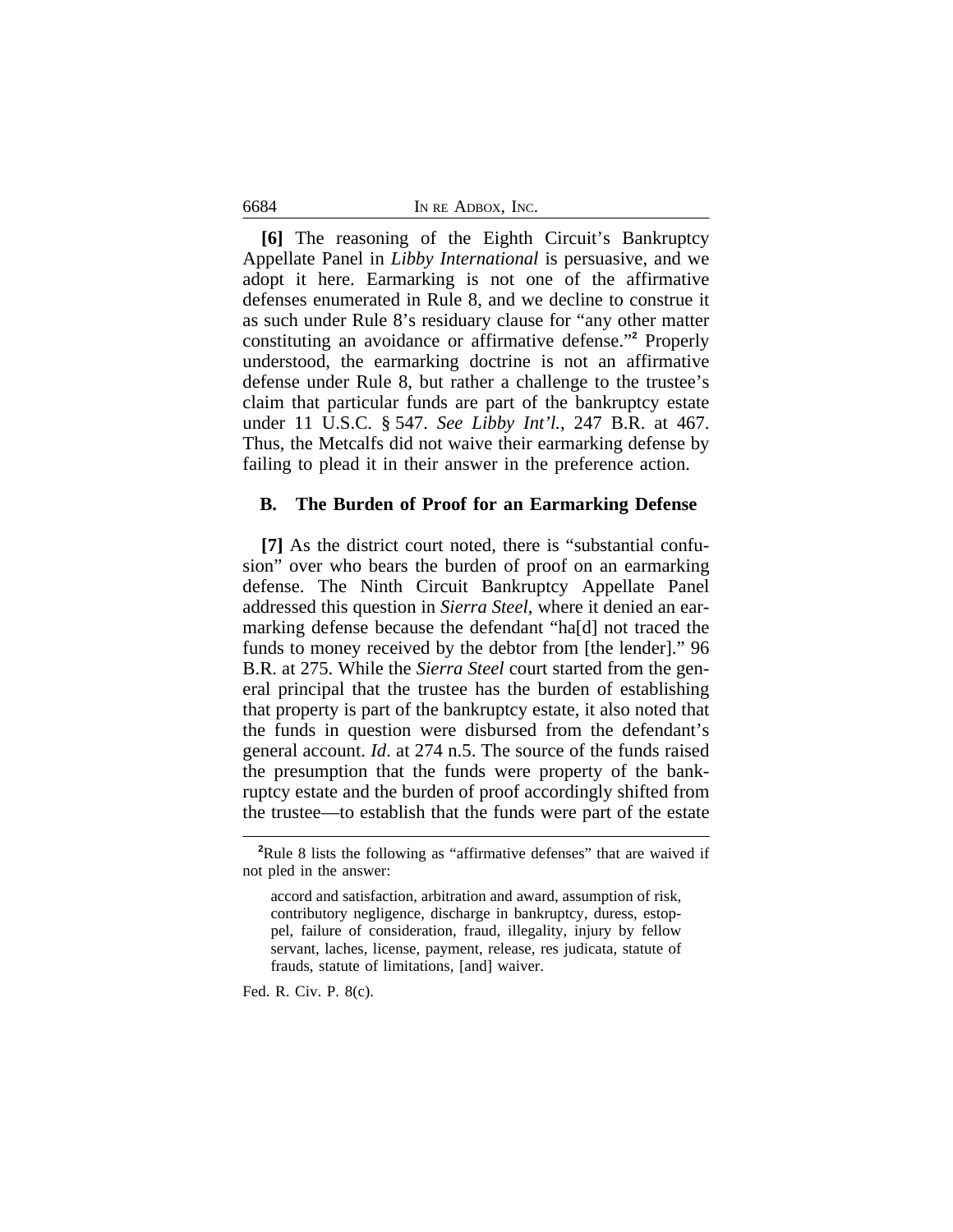**[6]** The reasoning of the Eighth Circuit's Bankruptcy Appellate Panel in *Libby International* is persuasive, and we adopt it here. Earmarking is not one of the affirmative defenses enumerated in Rule 8, and we decline to construe it as such under Rule 8's residuary clause for "any other matter constituting an avoidance or affirmative defense."[2] Properly understood, the earmarking doctrine is not an affirmative defense under Rule 8, but rather a challenge to the trustee's claim that particular funds are part of the bankruptcy estate under 11 U.S.C. § 547. *See Libby Int'l.*, 247 B.R. at 467. Thus, the Metcalfs did not waive their earmarking defense by failing to plead it in their answer in the preference action.

### B. The Burden of Proof for an Earmarking Defense

**[7]** As the district court noted, there is "substantial confusion" over who bears the burden of proof on an earmarking defense. The Ninth Circuit Bankruptcy Appellate Panel addressed this question in *Sierra Steel*, where it denied an earmarking defense because the defendant "ha[d] not traced the funds to money received by the debtor from [the lender]." 96 B.R. at 275. While the *Sierra Steel* court started from the general principal that the trustee has the burden of establishing that property is part of the bankruptcy estate, it also noted that the funds in question were disbursed from the defendant's general account. *Id*. at 274 n.5. The source of the funds raised the presumption that the funds were property of the bankruptcy estate and the burden of proof accordingly shifted from the trustee—to establish that the funds were part of the estate

---

[2] Rule 8 lists the following as "affirmative defenses" that are waived if not pled in the answer:

> accord and satisfaction, arbitration and award, assumption of risk, contributory negligence, discharge in bankruptcy, duress, estoppel, failure of consideration, fraud, illegality, injury by fellow servant, laches, license, payment, release, res judicata, statute of frauds, statute of limitations, [and] waiver.

Fed. R. Civ. P. 8(c).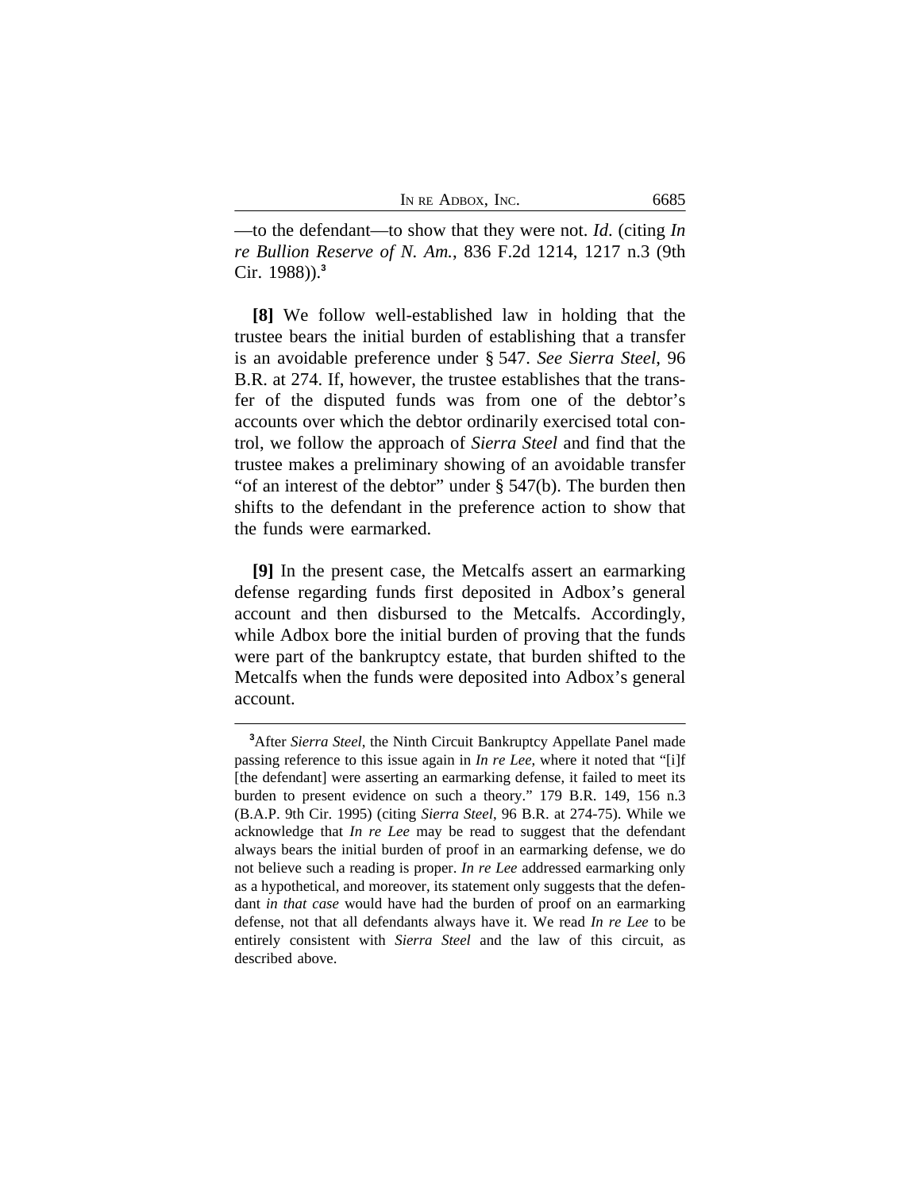—to the defendant—to show that they were not. *Id*. (citing *In re Bullion Reserve of N. Am.*, 836 F.2d 1214, 1217 n.3 (9th Cir. 1988)).[3]

**[8]** We follow well-established law in holding that the trustee bears the initial burden of establishing that a transfer is an avoidable preference under § 547. *See Sierra Steel*, 96 B.R. at 274. If, however, the trustee establishes that the transfer of the disputed funds was from one of the debtor's accounts over which the debtor ordinarily exercised total control, we follow the approach of *Sierra Steel* and find that the trustee makes a preliminary showing of an avoidable transfer "of an interest of the debtor" under § 547(b). The burden then shifts to the defendant in the preference action to show that the funds were earmarked.

**[9]** In the present case, the Metcalfs assert an earmarking defense regarding funds first deposited in Adbox's general account and then disbursed to the Metcalfs. Accordingly, while Adbox bore the initial burden of proving that the funds were part of the bankruptcy estate, that burden shifted to the Metcalfs when the funds were deposited into Adbox's general account.

---

[3]After *Sierra Steel*, the Ninth Circuit Bankruptcy Appellate Panel made passing reference to this issue again in *In re Lee*, where it noted that "[i]f [the defendant] were asserting an earmarking defense, it failed to meet its burden to present evidence on such a theory." 179 B.R. 149, 156 n.3 (B.A.P. 9th Cir. 1995) (citing *Sierra Steel*, 96 B.R. at 274-75). While we acknowledge that *In re Lee* may be read to suggest that the defendant always bears the initial burden of proof in an earmarking defense, we do not believe such a reading is proper. *In re Lee* addressed earmarking only as a hypothetical, and moreover, its statement only suggests that the defendant *in that case* would have had the burden of proof on an earmarking defense, not that all defendants always have it. We read *In re Lee* to be entirely consistent with *Sierra Steel* and the law of this circuit, as described above.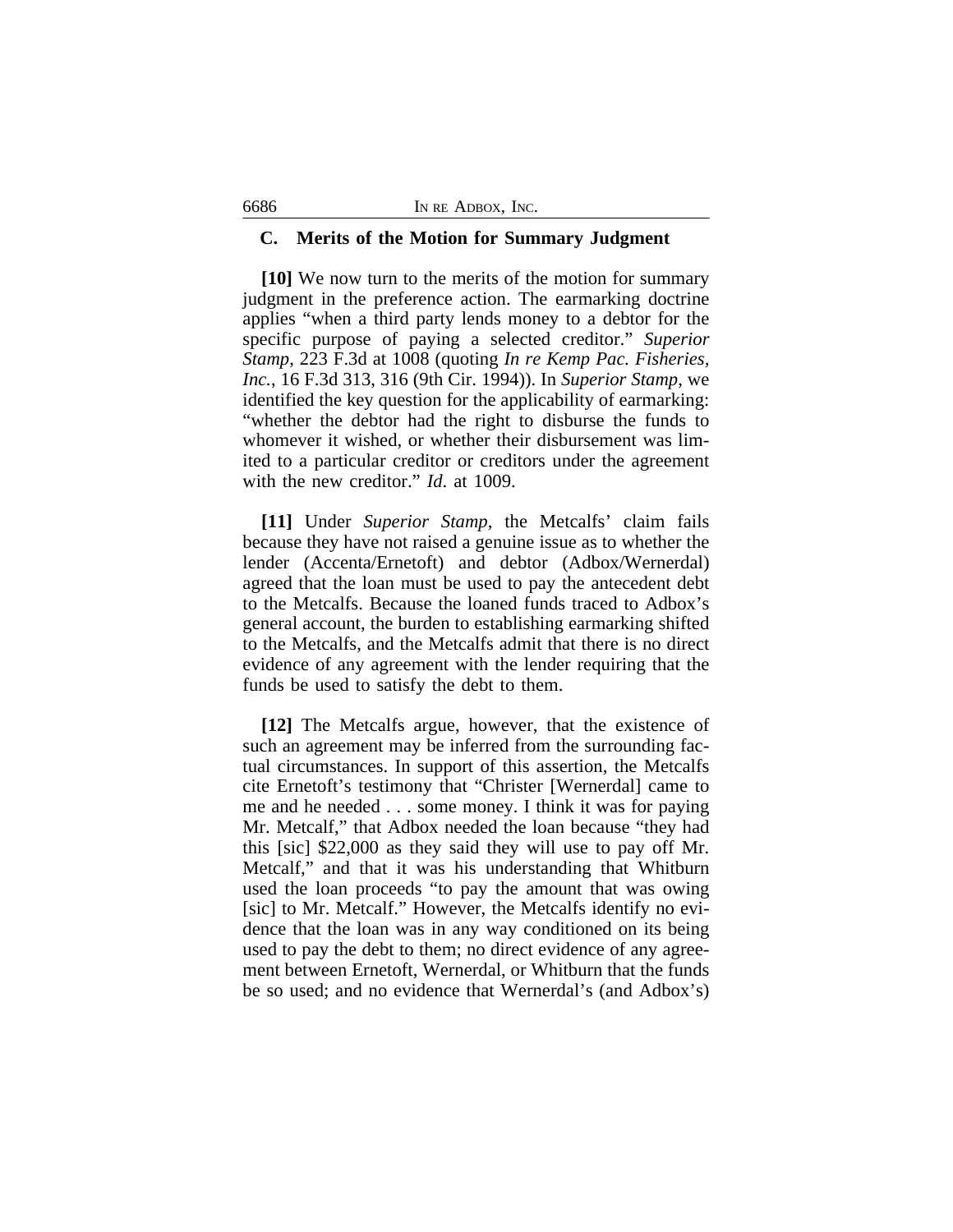### C. Merits of the Motion for Summary Judgment

**[10]** We now turn to the merits of the motion for summary judgment in the preference action. The earmarking doctrine applies "when a third party lends money to a debtor for the specific purpose of paying a selected creditor." *Superior Stamp*, 223 F.3d at 1008 (quoting *In re Kemp Pac. Fisheries, Inc.*, 16 F.3d 313, 316 (9th Cir. 1994)). In *Superior Stamp*, we identified the key question for the applicability of earmarking: "whether the debtor had the right to disburse the funds to whomever it wished, or whether their disbursement was limited to a particular creditor or creditors under the agreement with the new creditor." *Id*. at 1009.

**[11]** Under *Superior Stamp*, the Metcalfs' claim fails because they have not raised a genuine issue as to whether the lender (Accenta/Ernetoft) and debtor (Adbox/Wernerdal) agreed that the loan must be used to pay the antecedent debt to the Metcalfs. Because the loaned funds traced to Adbox's general account, the burden to establishing earmarking shifted to the Metcalfs, and the Metcalfs admit that there is no direct evidence of any agreement with the lender requiring that the funds be used to satisfy the debt to them.

**[12]** The Metcalfs argue, however, that the existence of such an agreement may be inferred from the surrounding factual circumstances. In support of this assertion, the Metcalfs cite Ernetoft's testimony that "Christer [Wernerdal] came to me and he needed . . . some money. I think it was for paying Mr. Metcalf," that Adbox needed the loan because "they had this [sic] $22,000 as they said they will use to pay off Mr. Metcalf," and that it was his understanding that Whitburn used the loan proceeds "to pay the amount that was owing [sic] to Mr. Metcalf." However, the Metcalfs identify no evidence that the loan was in any way conditioned on its being used to pay the debt to them; no direct evidence of any agreement between Ernetoft, Wernerdal, or Whitburn that the funds be so used; and no evidence that Wernerdal's (and Adbox's)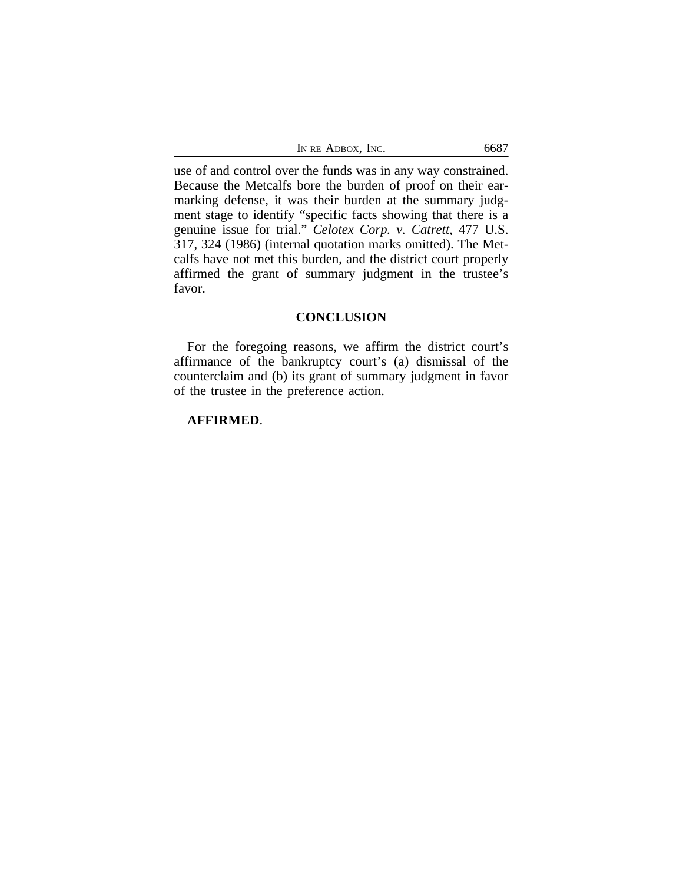use of and control over the funds was in any way constrained. Because the Metcalfs bore the burden of proof on their earmarking defense, it was their burden at the summary judgment stage to identify "specific facts showing that there is a genuine issue for trial." *Celotex Corp. v. Catrett*, 477 U.S. 317, 324 (1986) (internal quotation marks omitted). The Metcalfs have not met this burden, and the district court properly affirmed the grant of summary judgment in the trustee's favor.

## CONCLUSION

For the foregoing reasons, we affirm the district court's affirmance of the bankruptcy court's (a) dismissal of the counterclaim and (b) its grant of summary judgment in favor of the trustee in the preference action.

**AFFIRMED**.